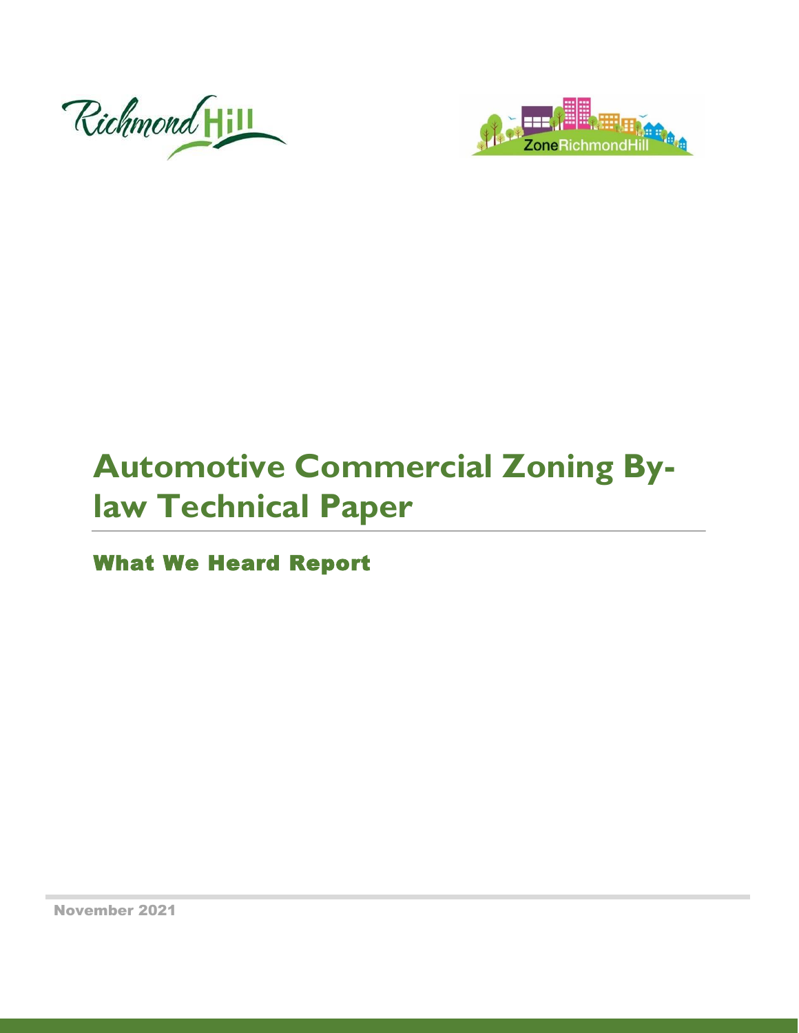# Automotive Commercial Zoning By-law Technical Paper

## What We Heard Report

November 2021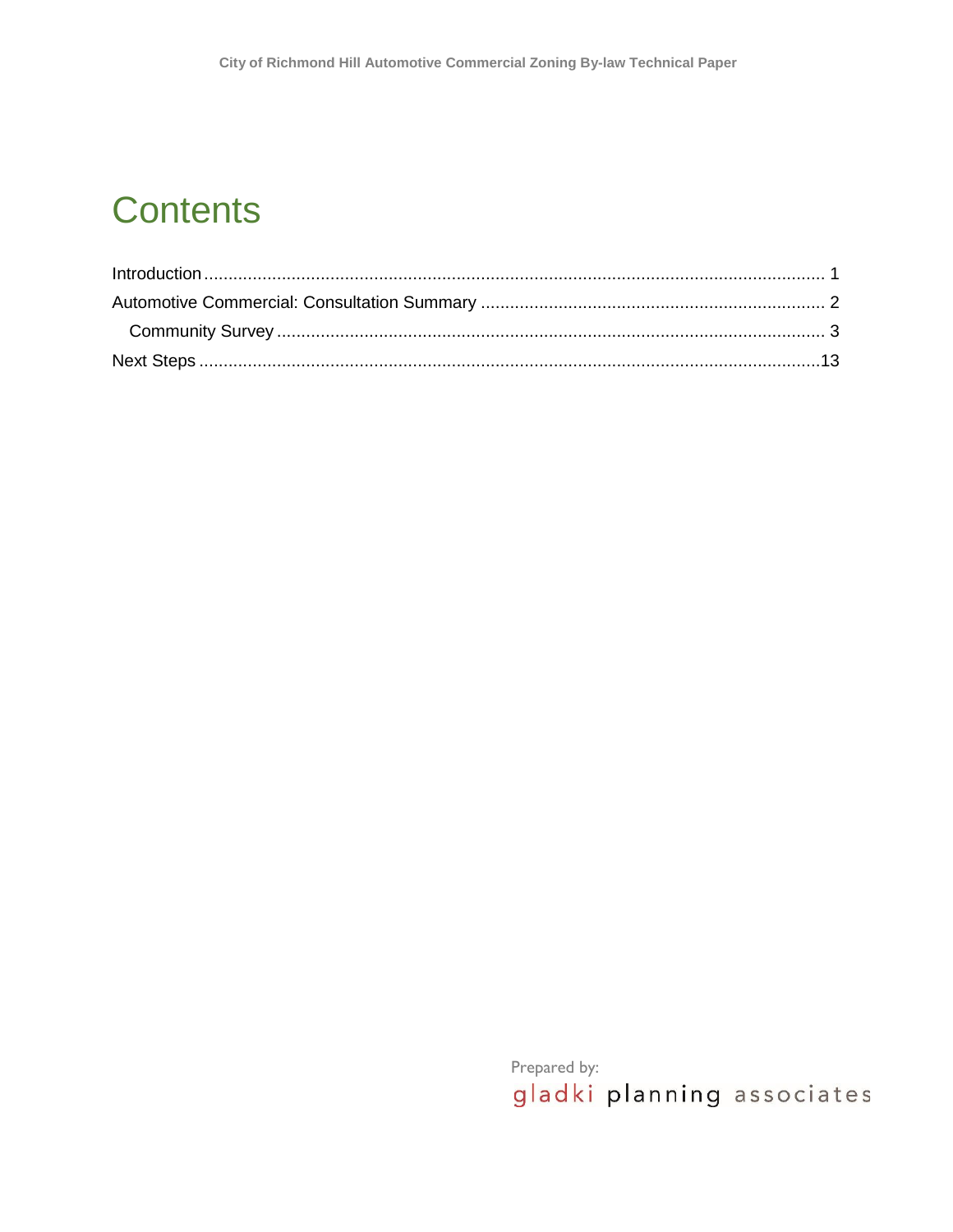# Contents

Introduction ............................................................................................................................ 1
Automotive Commercial: Consultation Summary ....................................................................... 2
    Community Survey ................................................................................................................ 3
Next Steps ............................................................................................................................13

Prepared by:
gladki planning associates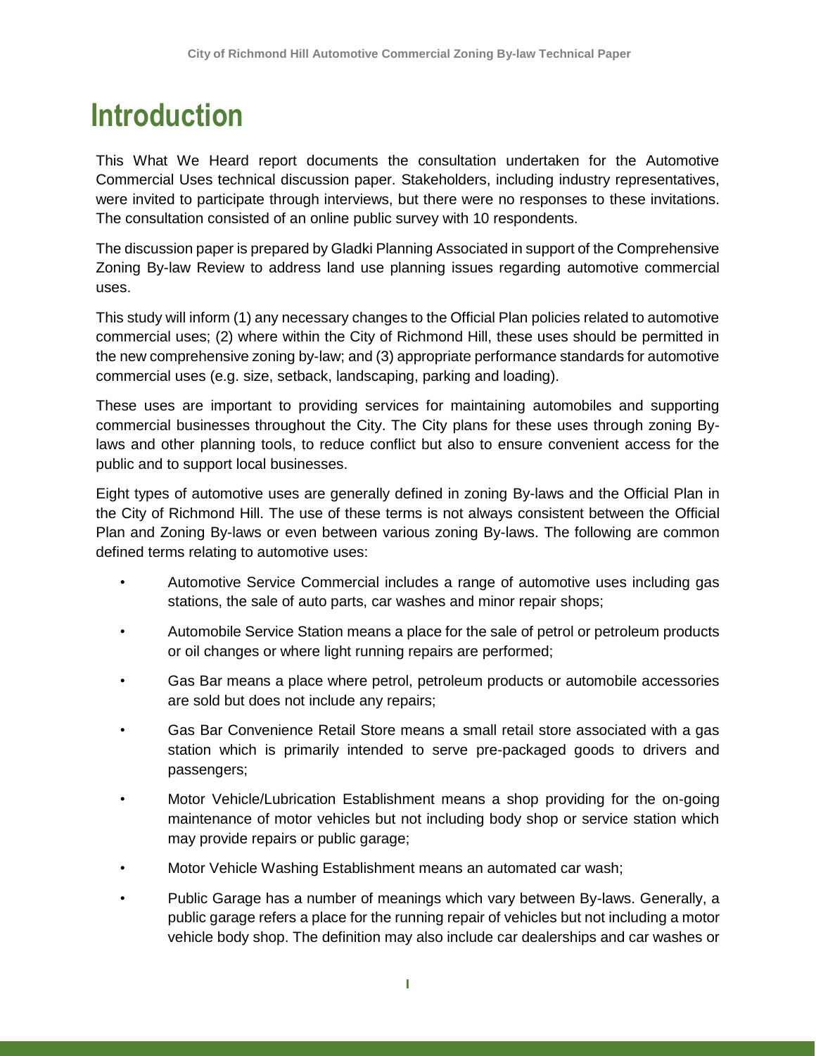# Introduction

This What We Heard report documents the consultation undertaken for the Automotive Commercial Uses technical discussion paper. Stakeholders, including industry representatives, were invited to participate through interviews, but there were no responses to these invitations. The consultation consisted of an online public survey with 10 respondents.

The discussion paper is prepared by Gladki Planning Associated in support of the Comprehensive Zoning By-law Review to address land use planning issues regarding automotive commercial uses.

This study will inform (1) any necessary changes to the Official Plan policies related to automotive commercial uses; (2) where within the City of Richmond Hill, these uses should be permitted in the new comprehensive zoning by-law; and (3) appropriate performance standards for automotive commercial uses (e.g. size, setback, landscaping, parking and loading).

These uses are important to providing services for maintaining automobiles and supporting commercial businesses throughout the City. The City plans for these uses through zoning By-laws and other planning tools, to reduce conflict but also to ensure convenient access for the public and to support local businesses.

Eight types of automotive uses are generally defined in zoning By-laws and the Official Plan in the City of Richmond Hill. The use of these terms is not always consistent between the Official Plan and Zoning By-laws or even between various zoning By-laws. The following are common defined terms relating to automotive uses:

- Automotive Service Commercial includes a range of automotive uses including gas stations, the sale of auto parts, car washes and minor repair shops;
- Automobile Service Station means a place for the sale of petrol or petroleum products or oil changes or where light running repairs are performed;
- Gas Bar means a place where petrol, petroleum products or automobile accessories are sold but does not include any repairs;
- Gas Bar Convenience Retail Store means a small retail store associated with a gas station which is primarily intended to serve pre-packaged goods to drivers and passengers;
- Motor Vehicle/Lubrication Establishment means a shop providing for the on-going maintenance of motor vehicles but not including body shop or service station which may provide repairs or public garage;
- Motor Vehicle Washing Establishment means an automated car wash;
- Public Garage has a number of meanings which vary between By-laws. Generally, a public garage refers a place for the running repair of vehicles but not including a motor vehicle body shop. The definition may also include car dealerships and car washes or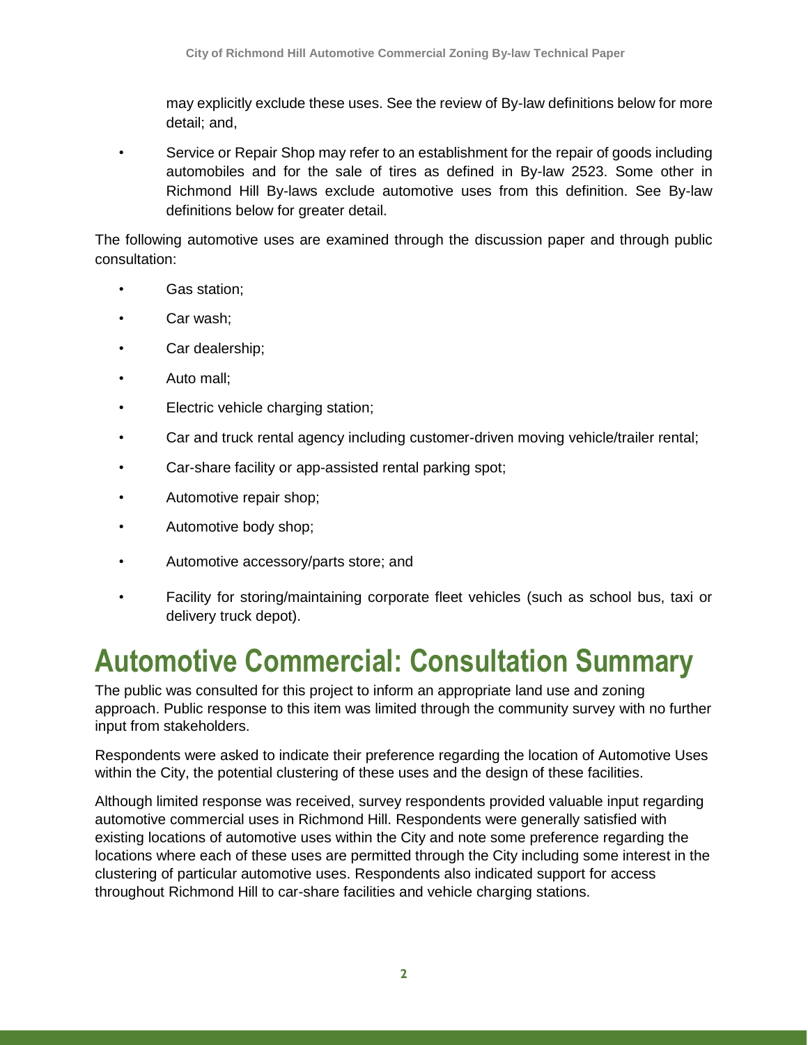may explicitly exclude these uses. See the review of By-law definitions below for more detail; and,

- Service or Repair Shop may refer to an establishment for the repair of goods including automobiles and for the sale of tires as defined in By-law 2523. Some other in Richmond Hill By-laws exclude automotive uses from this definition. See By-law definitions below for greater detail.

The following automotive uses are examined through the discussion paper and through public consultation:

- Gas station;
- Car wash;
- Car dealership;
- Auto mall;
- Electric vehicle charging station;
- Car and truck rental agency including customer-driven moving vehicle/trailer rental;
- Car-share facility or app-assisted rental parking spot;
- Automotive repair shop;
- Automotive body shop;
- Automotive accessory/parts store; and
- Facility for storing/maintaining corporate fleet vehicles (such as school bus, taxi or delivery truck depot).

# Automotive Commercial: Consultation Summary

The public was consulted for this project to inform an appropriate land use and zoning approach. Public response to this item was limited through the community survey with no further input from stakeholders.

Respondents were asked to indicate their preference regarding the location of Automotive Uses within the City, the potential clustering of these uses and the design of these facilities.

Although limited response was received, survey respondents provided valuable input regarding automotive commercial uses in Richmond Hill. Respondents were generally satisfied with existing locations of automotive uses within the City and note some preference regarding the locations where each of these uses are permitted through the City including some interest in the clustering of particular automotive uses. Respondents also indicated support for access throughout Richmond Hill to car-share facilities and vehicle charging stations.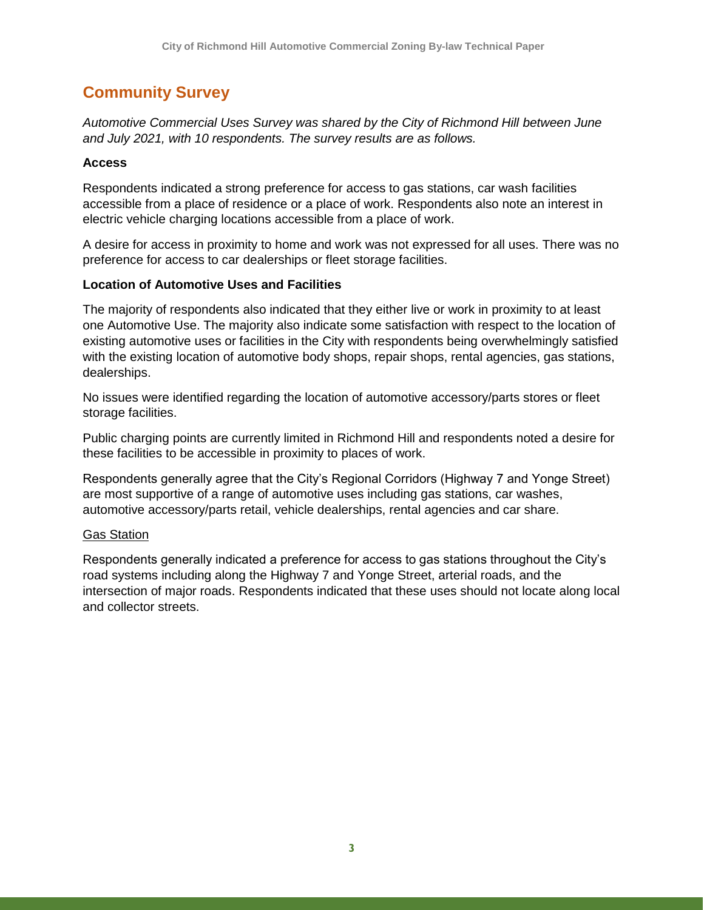## Community Survey

*Automotive Commercial Uses Survey was shared by the City of Richmond Hill between June and July 2021, with 10 respondents. The survey results are as follows.*

**Access**

Respondents indicated a strong preference for access to gas stations, car wash facilities accessible from a place of residence or a place of work. Respondents also note an interest in electric vehicle charging locations accessible from a place of work.

A desire for access in proximity to home and work was not expressed for all uses. There was no preference for access to car dealerships or fleet storage facilities.

**Location of Automotive Uses and Facilities**

The majority of respondents also indicated that they either live or work in proximity to at least one Automotive Use. The majority also indicate some satisfaction with respect to the location of existing automotive uses or facilities in the City with respondents being overwhelmingly satisfied with the existing location of automotive body shops, repair shops, rental agencies, gas stations, dealerships.

No issues were identified regarding the location of automotive accessory/parts stores or fleet storage facilities.

Public charging points are currently limited in Richmond Hill and respondents noted a desire for these facilities to be accessible in proximity to places of work.

Respondents generally agree that the City's Regional Corridors (Highway 7 and Yonge Street) are most supportive of a range of automotive uses including gas stations, car washes, automotive accessory/parts retail, vehicle dealerships, rental agencies and car share.

Gas Station

Respondents generally indicated a preference for access to gas stations throughout the City's road systems including along the Highway 7 and Yonge Street, arterial roads, and the intersection of major roads. Respondents indicated that these uses should not locate along local and collector streets.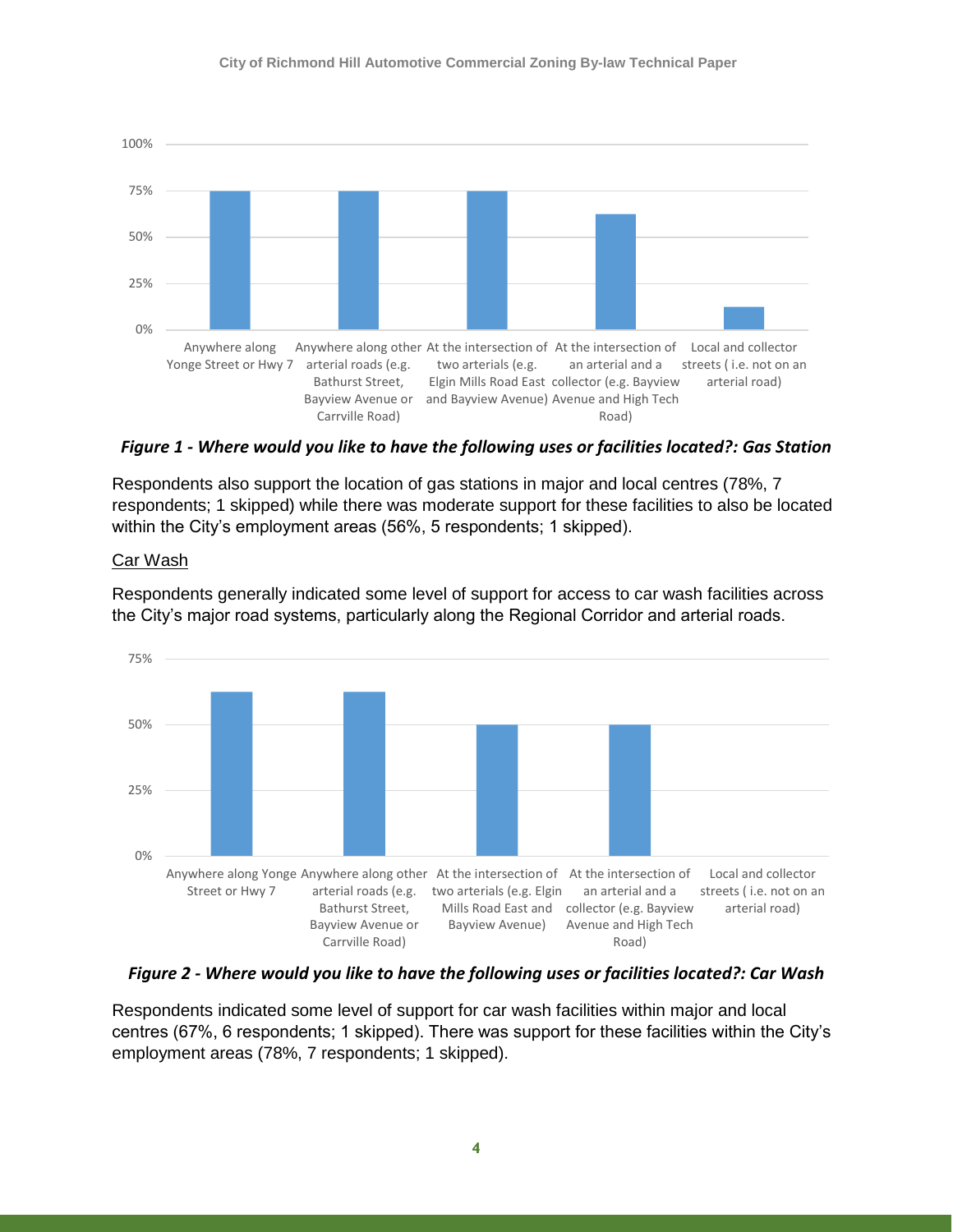*Figure 1 - Where would you like to have the following uses or facilities located?: Gas Station*

Respondents also support the location of gas stations in major and local centres (78%, 7 respondents; 1 skipped) while there was moderate support for these facilities to also be located within the City's employment areas (56%, 5 respondents; 1 skipped).

Car Wash

Respondents generally indicated some level of support for access to car wash facilities across the City's major road systems, particularly along the Regional Corridor and arterial roads.

*Figure 2 - Where would you like to have the following uses or facilities located?: Car Wash*

Respondents indicated some level of support for car wash facilities within major and local centres (67%, 6 respondents; 1 skipped). There was support for these facilities within the City's employment areas (78%, 7 respondents; 1 skipped).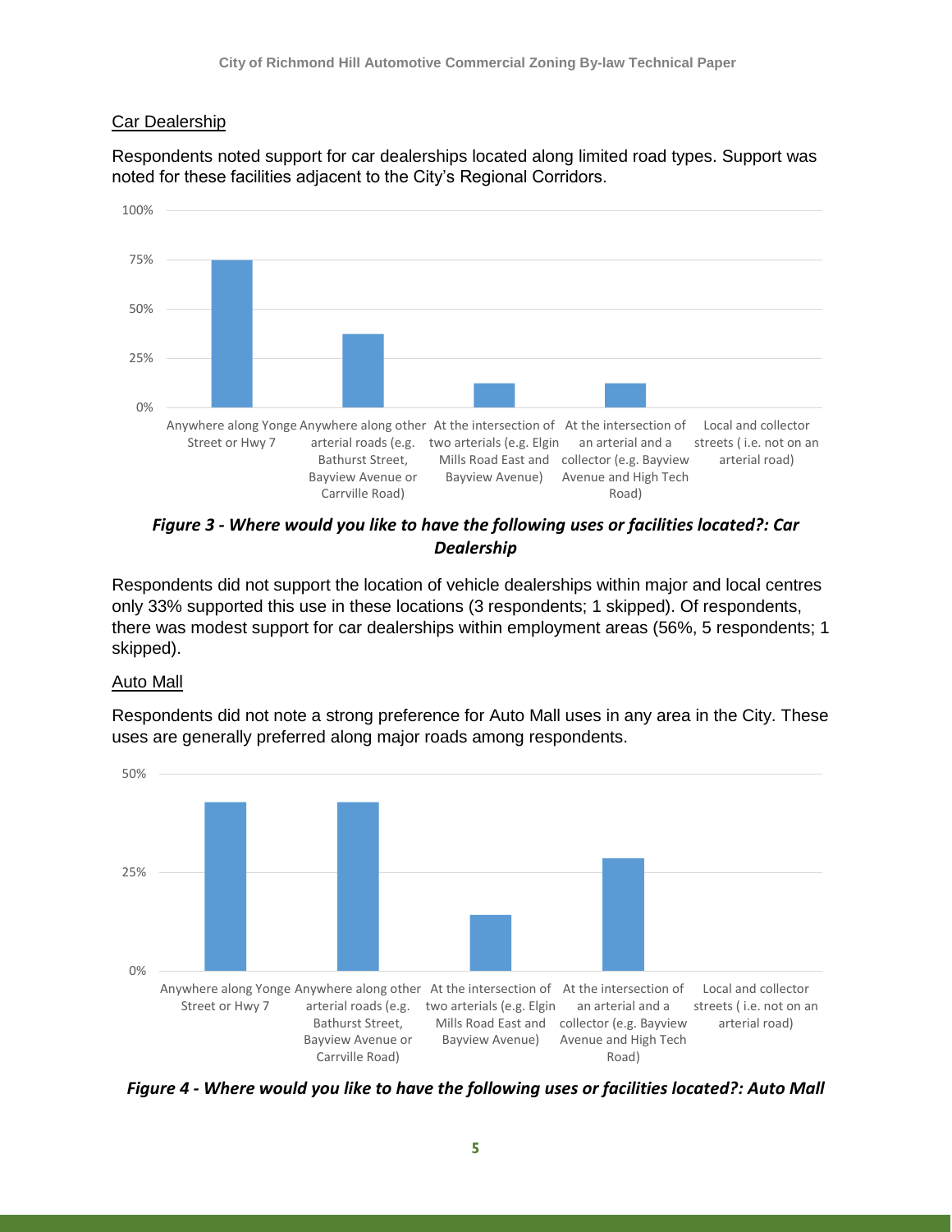## Car Dealership

Respondents noted support for car dealerships located along limited road types. Support was noted for these facilities adjacent to the City's Regional Corridors.

*Figure 3 - Where would you like to have the following uses or facilities located?: Car Dealership*

Respondents did not support the location of vehicle dealerships within major and local centres only 33% supported this use in these locations (3 respondents; 1 skipped). Of respondents, there was modest support for car dealerships within employment areas (56%, 5 respondents; 1 skipped).

## Auto Mall

Respondents did not note a strong preference for Auto Mall uses in any area in the City. These uses are generally preferred along major roads among respondents.

*Figure 4 - Where would you like to have the following uses or facilities located?: Auto Mall*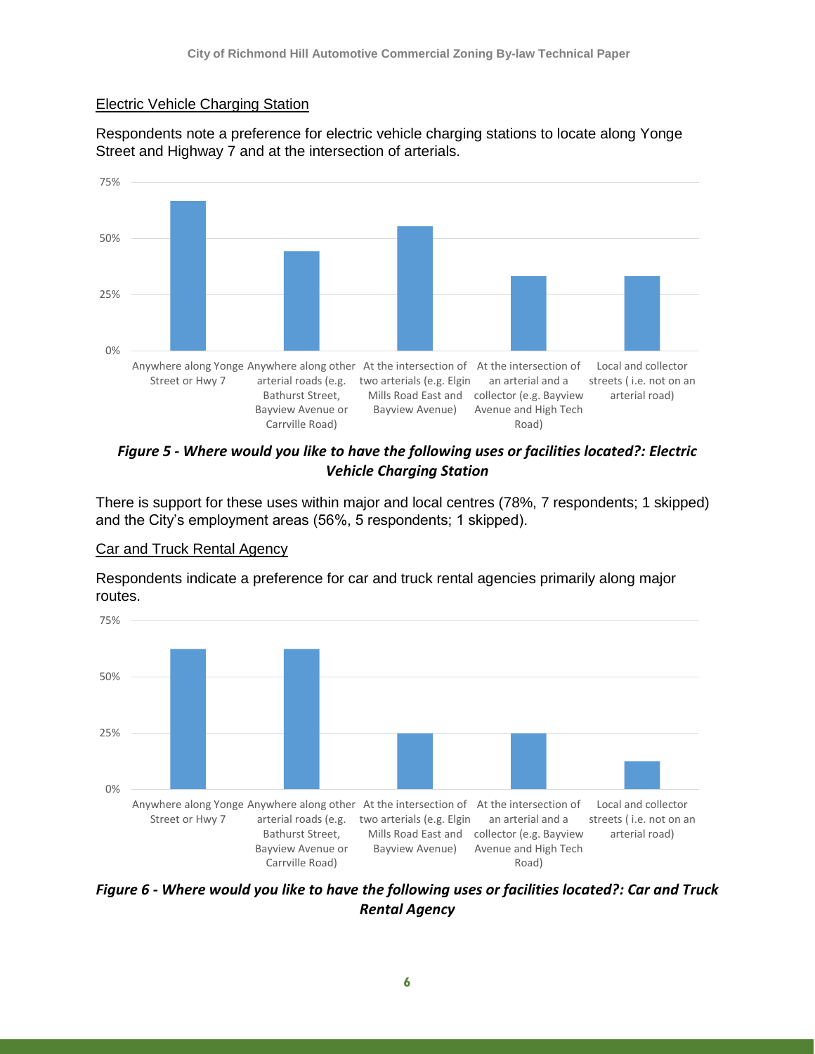### Electric Vehicle Charging Station

Respondents note a preference for electric vehicle charging stations to locate along Yonge Street and Highway 7 and at the intersection of arterials.

*Figure 5 - Where would you like to have the following uses or facilities located?: Electric Vehicle Charging Station*

There is support for these uses within major and local centres (78%, 7 respondents; 1 skipped) and the City's employment areas (56%, 5 respondents; 1 skipped).

### Car and Truck Rental Agency

Respondents indicate a preference for car and truck rental agencies primarily along major routes.

*Figure 6 - Where would you like to have the following uses or facilities located?: Car and Truck Rental Agency*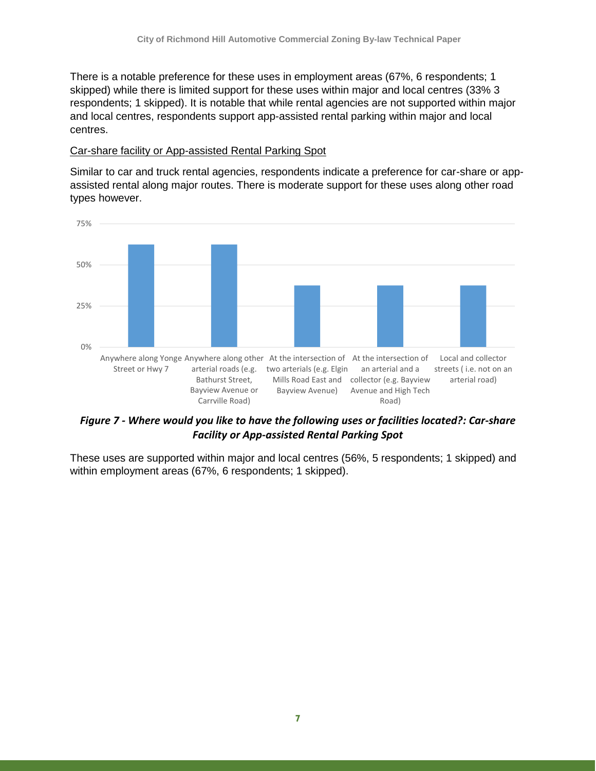There is a notable preference for these uses in employment areas (67%, 6 respondents; 1 skipped) while there is limited support for these uses within major and local centres (33% 3 respondents; 1 skipped). It is notable that while rental agencies are not supported within major and local centres, respondents support app-assisted rental parking within major and local centres.

Car-share facility or App-assisted Rental Parking Spot

Similar to car and truck rental agencies, respondents indicate a preference for car-share or app-assisted rental along major routes. There is moderate support for these uses along other road types however.

| Location | Percentage |
| --- | --- |
| Anywhere along Yonge Street or Hwy 7 | ~62% |
| Anywhere along other arterial roads (e.g. Bathurst Street, Bayview Avenue or Carrville Road) | ~62% |
| At the intersection of two arterials (e.g. Elgin Mills Road East and Bayview Avenue) | ~37% |
| At the intersection of an arterial and a collector (e.g. Bayview Avenue and High Tech Road) | ~37% |
| Local and collector streets ( i.e. not on an arterial road) | ~37% |

***Figure 7 - Where would you like to have the following uses or facilities located?: Car-share Facility or App-assisted Rental Parking Spot***

These uses are supported within major and local centres (56%, 5 respondents; 1 skipped) and within employment areas (67%, 6 respondents; 1 skipped).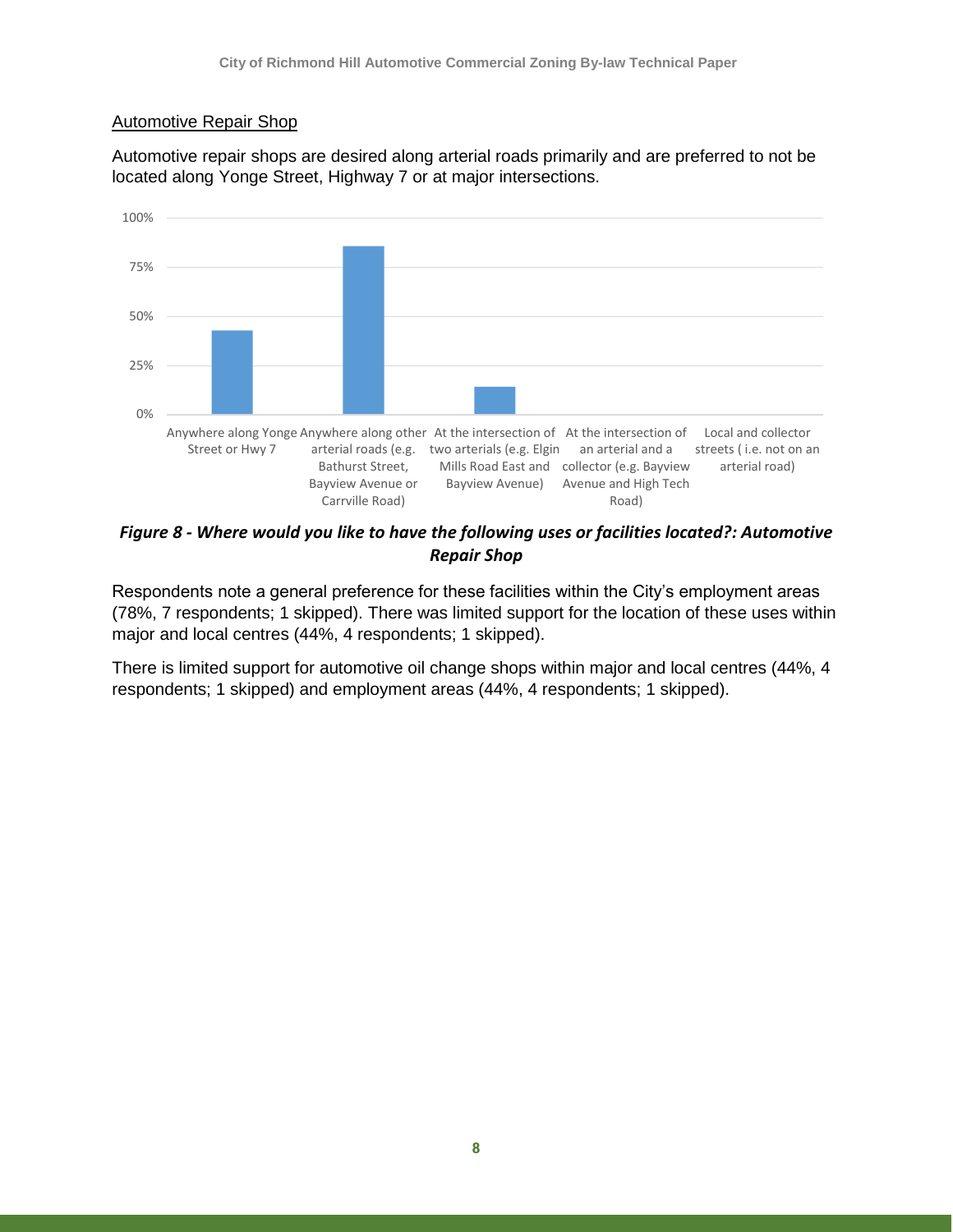## Automotive Repair Shop

Automotive repair shops are desired along arterial roads primarily and are preferred to not be located along Yonge Street, Highway 7 or at major intersections.

100%

75%

50%

25%

0%

Anywhere along Yonge Street or Hwy 7

Anywhere along other arterial roads (e.g. Bathurst Street, Bayview Avenue or Carrville Road)

At the intersection of two arterials (e.g. Elgin Mills Road East and Bayview Avenue)

At the intersection of an arterial and a collector (e.g. Bayview Avenue and High Tech Road)

Local and collector streets ( i.e. not on an arterial road)

***Figure 8 - Where would you like to have the following uses or facilities located?: Automotive Repair Shop***

Respondents note a general preference for these facilities within the City's employment areas (78%, 7 respondents; 1 skipped). There was limited support for the location of these uses within major and local centres (44%, 4 respondents; 1 skipped).

There is limited support for automotive oil change shops within major and local centres (44%, 4 respondents; 1 skipped) and employment areas (44%, 4 respondents; 1 skipped).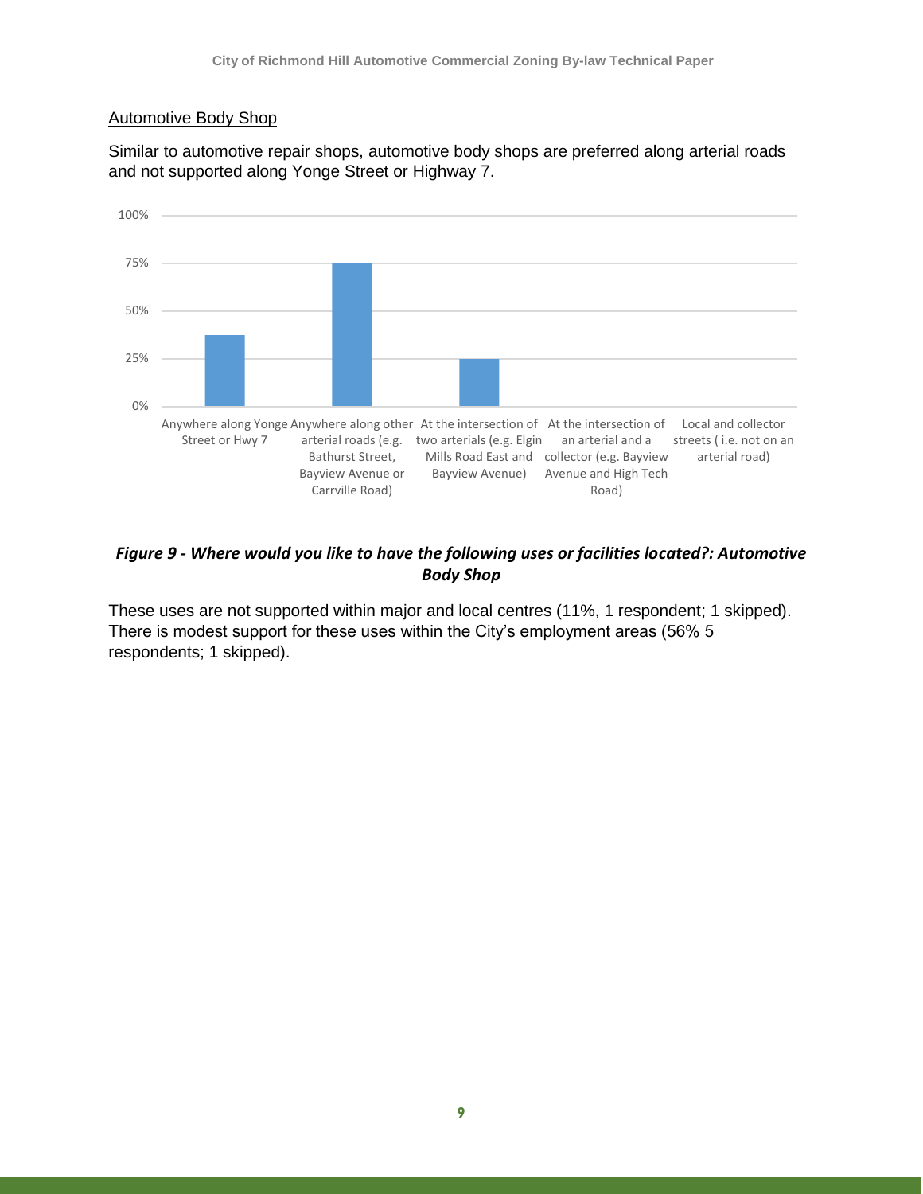### Automotive Body Shop

Similar to automotive repair shops, automotive body shops are preferred along arterial roads and not supported along Yonge Street or Highway 7.

***Figure 9 - Where would you like to have the following uses or facilities located?: Automotive Body Shop***

These uses are not supported within major and local centres (11%, 1 respondent; 1 skipped). There is modest support for these uses within the City's employment areas (56% 5 respondents; 1 skipped).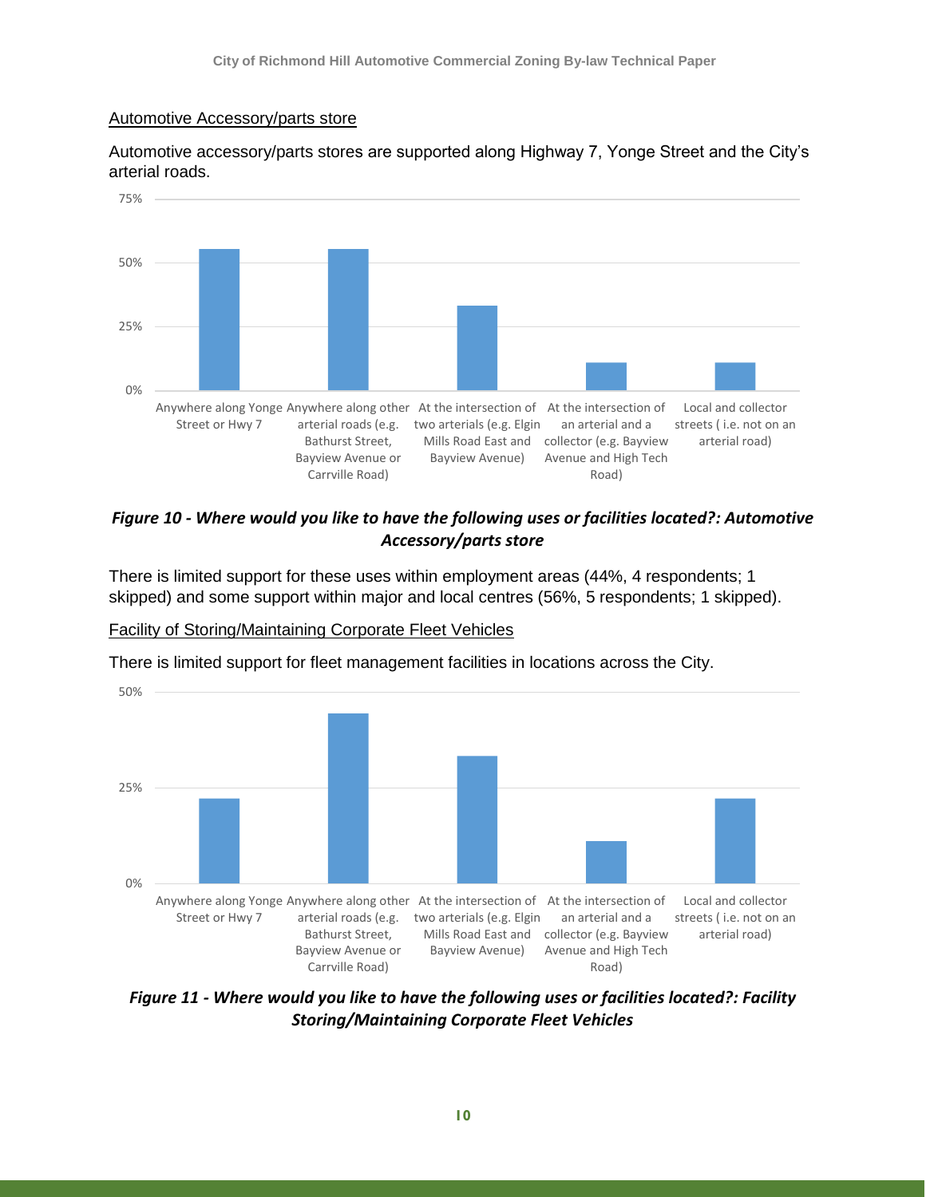Automotive Accessory/parts store

Automotive accessory/parts stores are supported along Highway 7, Yonge Street and the City's arterial roads.

| Location | Percentage |
| --- | --- |
| Anywhere along Yonge Street or Hwy 7 | ~56% |
| Anywhere along other arterial roads (e.g. Bathurst Street, Bayview Avenue or Carrville Road) | ~56% |
| At the intersection of two arterials (e.g. Elgin Mills Road East and Bayview Avenue) | ~33% |
| At the intersection of an arterial and a collector (e.g. Bayview Avenue and High Tech Road) | ~11% |
| Local and collector streets ( i.e. not on an arterial road) | ~11% |

***Figure 10 - Where would you like to have the following uses or facilities located?: Automotive Accessory/parts store***

There is limited support for these uses within employment areas (44%, 4 respondents; 1 skipped) and some support within major and local centres (56%, 5 respondents; 1 skipped).

Facility of Storing/Maintaining Corporate Fleet Vehicles

There is limited support for fleet management facilities in locations across the City.

| Location | Percentage |
| --- | --- |
| Anywhere along Yonge Street or Hwy 7 | ~22% |
| Anywhere along other arterial roads (e.g. Bathurst Street, Bayview Avenue or Carrville Road) | ~44% |
| At the intersection of two arterials (e.g. Elgin Mills Road East and Bayview Avenue) | ~33% |
| At the intersection of an arterial and a collector (e.g. Bayview Avenue and High Tech Road) | ~11% |
| Local and collector streets ( i.e. not on an arterial road) | ~22% |

***Figure 11 - Where would you like to have the following uses or facilities located?: Facility Storing/Maintaining Corporate Fleet Vehicles***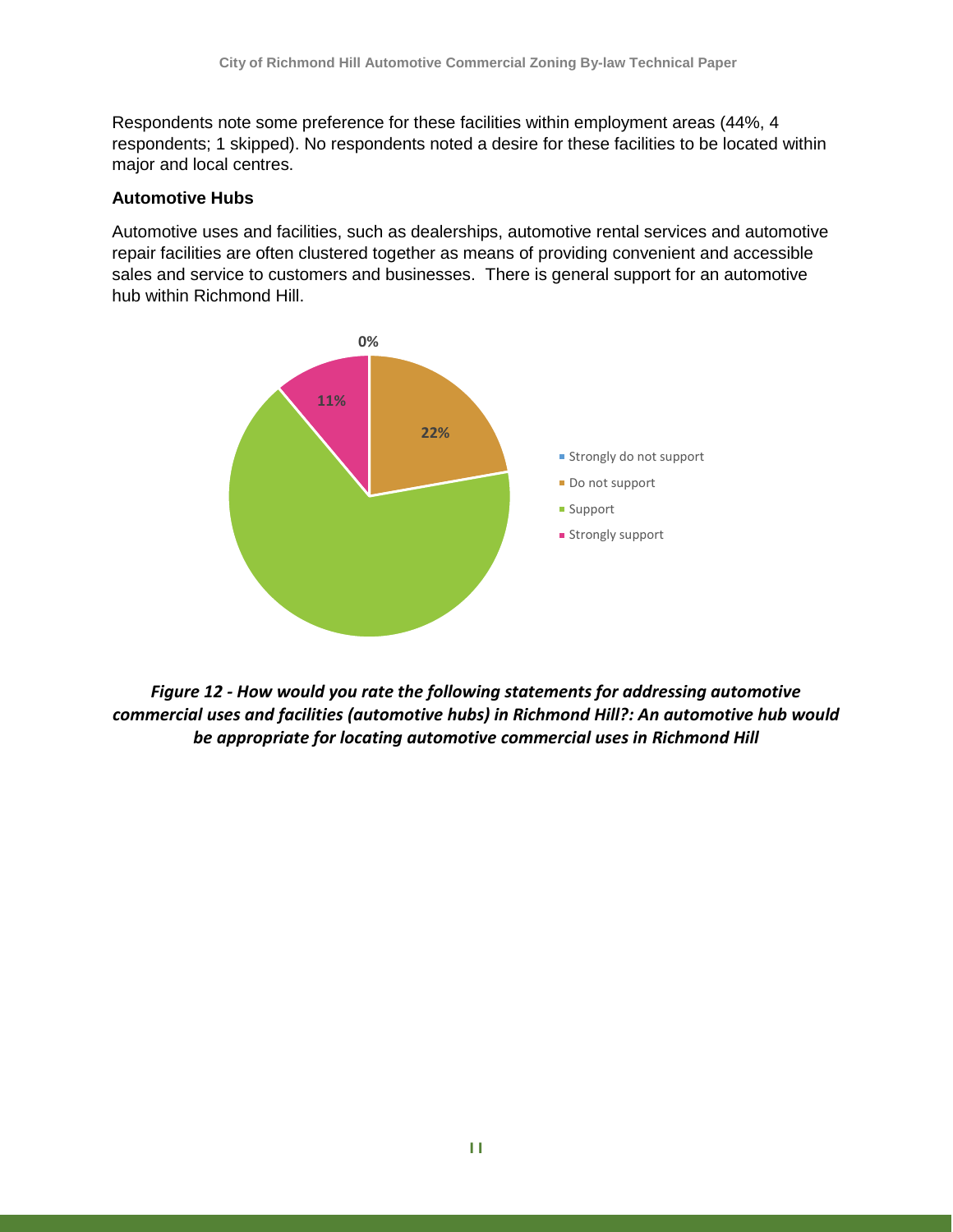Respondents note some preference for these facilities within employment areas (44%, 4 respondents; 1 skipped). No respondents noted a desire for these facilities to be located within major and local centres.

**Automotive Hubs**

Automotive uses and facilities, such as dealerships, automotive rental services and automotive repair facilities are often clustered together as means of providing convenient and accessible sales and service to customers and businesses. There is general support for an automotive hub within Richmond Hill.

0%

11%

22%

- Strongly do not support
- Do not support
- Support
- Strongly support

*Figure 12 - How would you rate the following statements for addressing automotive commercial uses and facilities (automotive hubs) in Richmond Hill?: An automotive hub would be appropriate for locating automotive commercial uses in Richmond Hill*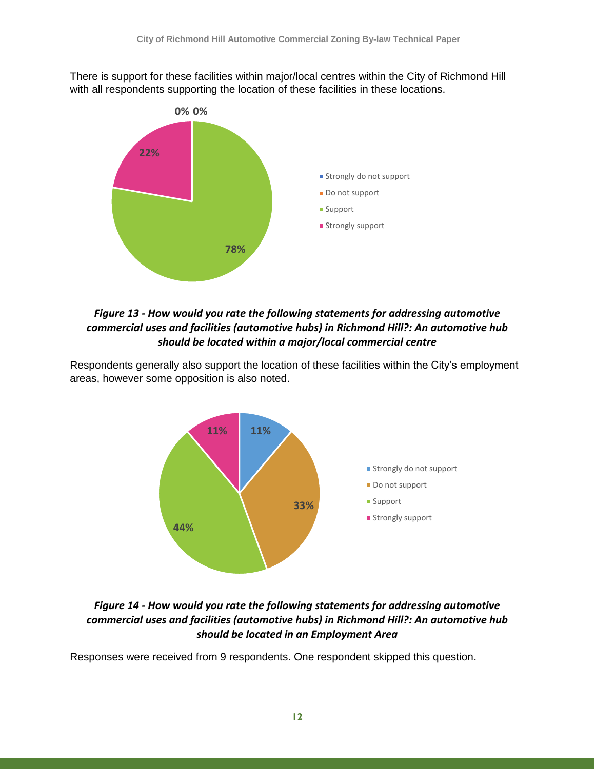There is support for these facilities within major/local centres within the City of Richmond Hill with all respondents supporting the location of these facilities in these locations.

| Response | Percentage |
|---|---|
| Strongly do not support | 0% |
| Do not support | 0% |
| Support | 78% |
| Strongly support | 22% |

***Figure 13 - How would you rate the following statements for addressing automotive commercial uses and facilities (automotive hubs) in Richmond Hill?: An automotive hub should be located within a major/local commercial centre***

Respondents generally also support the location of these facilities within the City's employment areas, however some opposition is also noted.

| Response | Percentage |
|---|---|
| Strongly do not support | 11% |
| Do not support | 33% |
| Support | 44% |
| Strongly support | 11% |

***Figure 14 - How would you rate the following statements for addressing automotive commercial uses and facilities (automotive hubs) in Richmond Hill?: An automotive hub should be located in an Employment Area***

Responses were received from 9 respondents. One respondent skipped this question.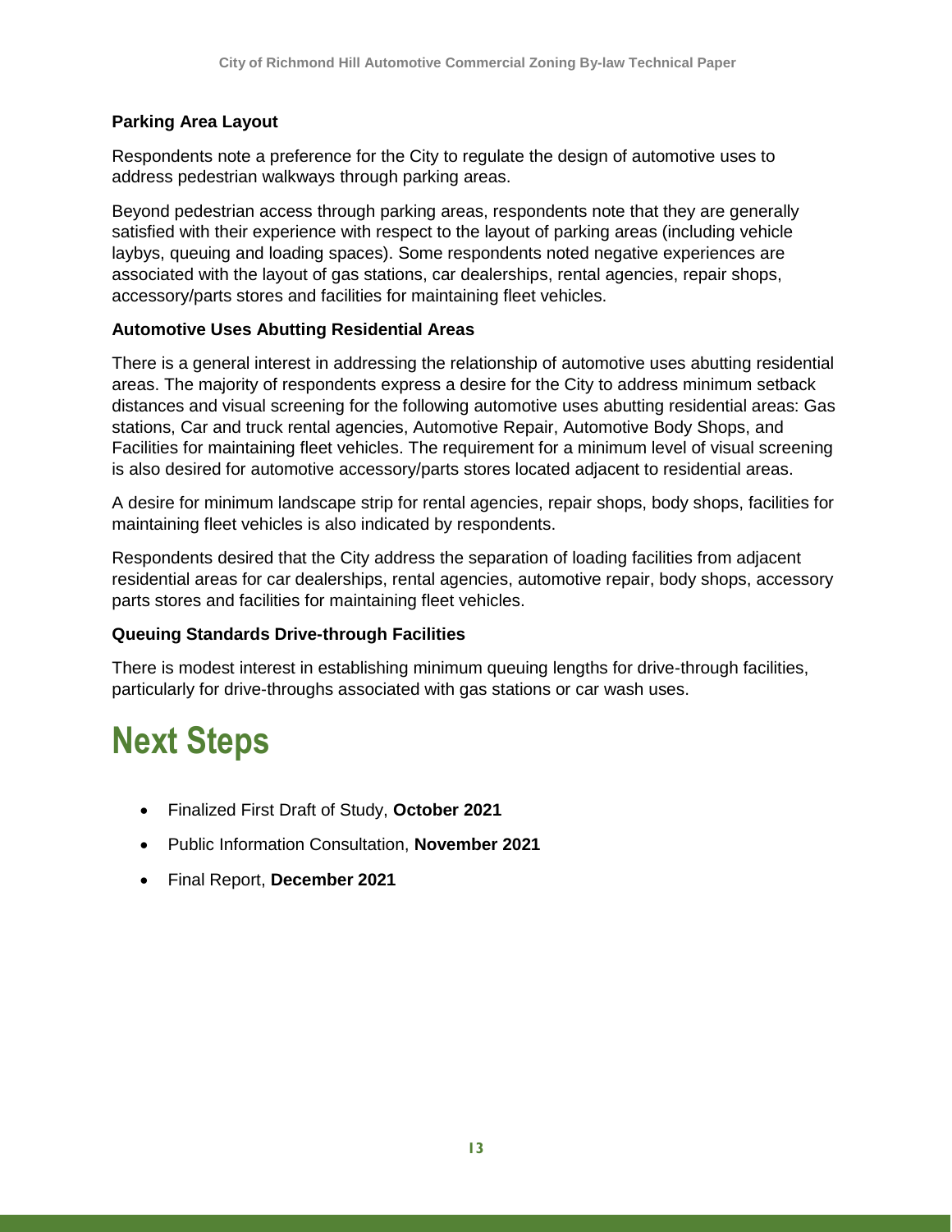### Parking Area Layout

Respondents note a preference for the City to regulate the design of automotive uses to address pedestrian walkways through parking areas.

Beyond pedestrian access through parking areas, respondents note that they are generally satisfied with their experience with respect to the layout of parking areas (including vehicle laybys, queuing and loading spaces). Some respondents noted negative experiences are associated with the layout of gas stations, car dealerships, rental agencies, repair shops, accessory/parts stores and facilities for maintaining fleet vehicles.

### Automotive Uses Abutting Residential Areas

There is a general interest in addressing the relationship of automotive uses abutting residential areas. The majority of respondents express a desire for the City to address minimum setback distances and visual screening for the following automotive uses abutting residential areas: Gas stations, Car and truck rental agencies, Automotive Repair, Automotive Body Shops, and Facilities for maintaining fleet vehicles. The requirement for a minimum level of visual screening is also desired for automotive accessory/parts stores located adjacent to residential areas.

A desire for minimum landscape strip for rental agencies, repair shops, body shops, facilities for maintaining fleet vehicles is also indicated by respondents.

Respondents desired that the City address the separation of loading facilities from adjacent residential areas for car dealerships, rental agencies, automotive repair, body shops, accessory parts stores and facilities for maintaining fleet vehicles.

### Queuing Standards Drive-through Facilities

There is modest interest in establishing minimum queuing lengths for drive-through facilities, particularly for drive-throughs associated with gas stations or car wash uses.

# Next Steps

- Finalized First Draft of Study, **October 2021**
- Public Information Consultation, **November 2021**
- Final Report, **December 2021**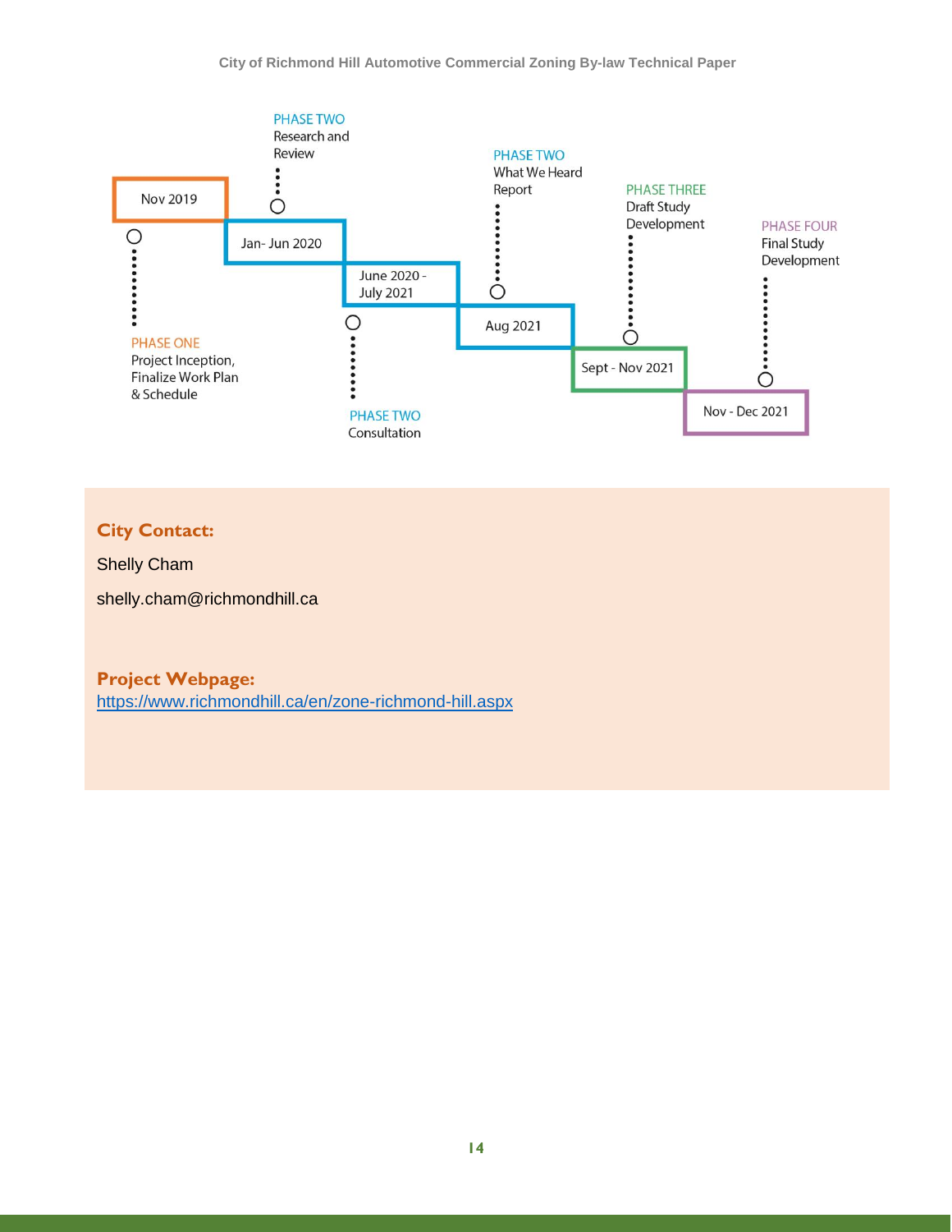Nov 2019

PHASE ONE
Project Inception, Finalize Work Plan & Schedule

Jan- Jun 2020

PHASE TWO
Research and Review

June 2020 - July 2021

PHASE TWO
Consultation

Aug 2021

PHASE TWO
What We Heard Report

Sept - Nov 2021

PHASE THREE
Draft Study Development

Nov - Dec 2021

PHASE FOUR
Final Study Development

**City Contact:**

Shelly Cham

shelly.cham@richmondhill.ca

**Project Webpage:**
https://www.richmondhill.ca/en/zone-richmond-hill.aspx